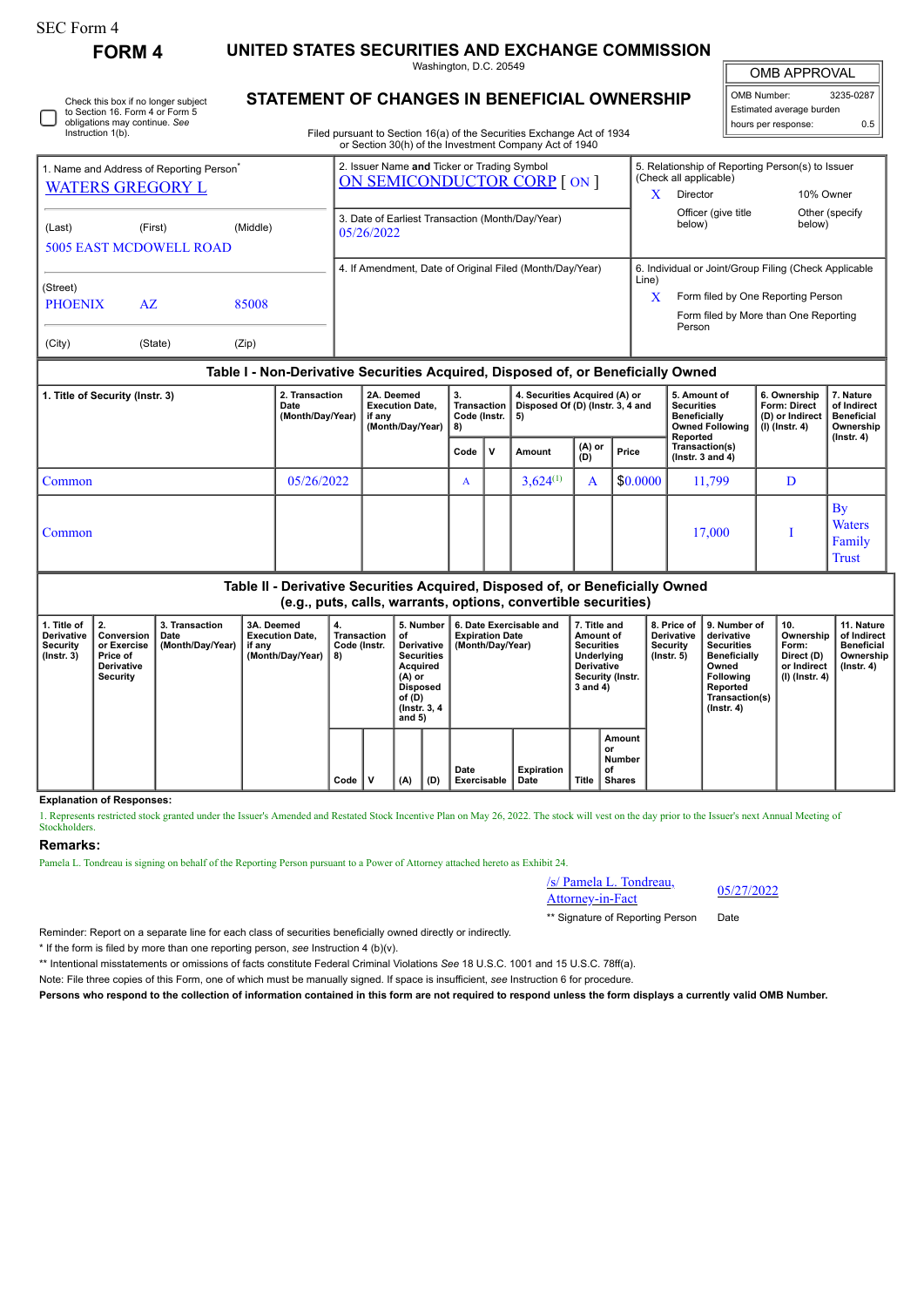SEC Form 4

# FORM 4

## UNITED STATES SECURITIES AND EXCHANGE COMMISSION

Washington, D.C. 20549

## STATEMENT OF CHANGES IN BENEFICIAL OWNERSHIP

Filed pursuant to Section 16(a) of the Securities Exchange Act of 1934 or Section 30(h) of the Investment Company Act of 1940

| OMB APPROVAL | |
|---|---|
| OMB Number: | 3235-0287 |
| Estimated average burden | |
| hours per response: | 0.5 |

☐ Check this box if no longer subject to Section 16. Form 4 or Form 5 obligations may continue. *See* Instruction 1(b).

**1. Name and Address of Reporting Person***

WATERS GREGORY L

(Last) (First) (Middle)

5005 EAST MCDOWELL ROAD

(Street)

PHOENIX AZ 85008

(City) (State) (Zip)

**2. Issuer Name and Ticker or Trading Symbol**

ON SEMICONDUCTOR CORP [ ON ]

**3. Date of Earliest Transaction (Month/Day/Year)**

05/26/2022

**4. If Amendment, Date of Original Filed (Month/Day/Year)**

**5. Relationship of Reporting Person(s) to Issuer (Check all applicable)**

X Director

10% Owner

Officer (give title below)

Other (specify below)

**6. Individual or Joint/Group Filing (Check Applicable Line)**

X Form filed by One Reporting Person

Form filed by More than One Reporting Person

### Table I - Non-Derivative Securities Acquired, Disposed of, or Beneficially Owned

| 1. Title of Security (Instr. 3) | 2. Transaction Date (Month/Day/Year) | 2A. Deemed Execution Date, if any (Month/Day/Year) | 3. Transaction Code (Instr. 8) | | 4. Securities Acquired (A) or Disposed Of (D) (Instr. 3, 4 and 5) | | | 5. Amount of Securities Beneficially Owned Following Reported Transaction(s) (Instr. 3 and 4) | 6. Ownership Form: Direct (D) or Indirect (I) (Instr. 4) | 7. Nature of Indirect Beneficial Ownership (Instr. 4) |
|---|---|---|---|---|---|---|---|---|---|---|
| | | | Code | V | Amount | (A) or (D) | Price | | | |
| Common | 05/26/2022 | | A | | 3,624[(1)] | A | $0.0000 | 11,799 | D | |
| Common | | | | | | | | 17,000 | I | By Waters Family Trust |

### Table II - Derivative Securities Acquired, Disposed of, or Beneficially Owned (e.g., puts, calls, warrants, options, convertible securities)

| 1. Title of Derivative Security (Instr. 3) | 2. Conversion or Exercise Price of Derivative Security | 3. Transaction Date (Month/Day/Year) | 3A. Deemed Execution Date, if any (Month/Day/Year) | 4. Transaction Code (Instr. 8) | | 5. Number of Derivative Securities Acquired (A) or Disposed of (D) (Instr. 3, 4 and 5) | | 6. Date Exercisable and Expiration Date (Month/Day/Year) | | 7. Title and Amount of Securities Underlying Derivative Security (Instr. 3 and 4) | | 8. Price of Derivative Security (Instr. 5) | 9. Number of derivative Securities Beneficially Owned Following Reported Transaction(s) (Instr. 4) | 10. Ownership Form: Direct (D) or Indirect (I) (Instr. 4) | 11. Nature of Indirect Beneficial Ownership (Instr. 4) |
|---|---|---|---|---|---|---|---|---|---|---|---|---|---|---|---|
| | | | | Code | V | (A) | (D) | Date Exercisable | Expiration Date | Title | Amount or Number of Shares | | | | |

**Explanation of Responses:**

1. Represents restricted stock granted under the Issuer's Amended and Restated Stock Incentive Plan on May 26, 2022. The stock will vest on the day prior to the Issuer's next Annual Meeting of Stockholders.

**Remarks:**

Pamela L. Tondreau is signing on behalf of the Reporting Person pursuant to a Power of Attorney attached hereto as Exhibit 24.

/s/ Pamela L. Tondreau, Attorney-in-Fact 05/27/2022

** Signature of Reporting Person Date

Reminder: Report on a separate line for each class of securities beneficially owned directly or indirectly.

* If the form is filed by more than one reporting person, *see* Instruction 4 (b)(v).

** Intentional misstatements or omissions of facts constitute Federal Criminal Violations *See* 18 U.S.C. 1001 and 15 U.S.C. 78ff(a).

Note: File three copies of this Form, one of which must be manually signed. If space is insufficient, *see* Instruction 6 for procedure.

**Persons who respond to the collection of information contained in this form are not required to respond unless the form displays a currently valid OMB Number.**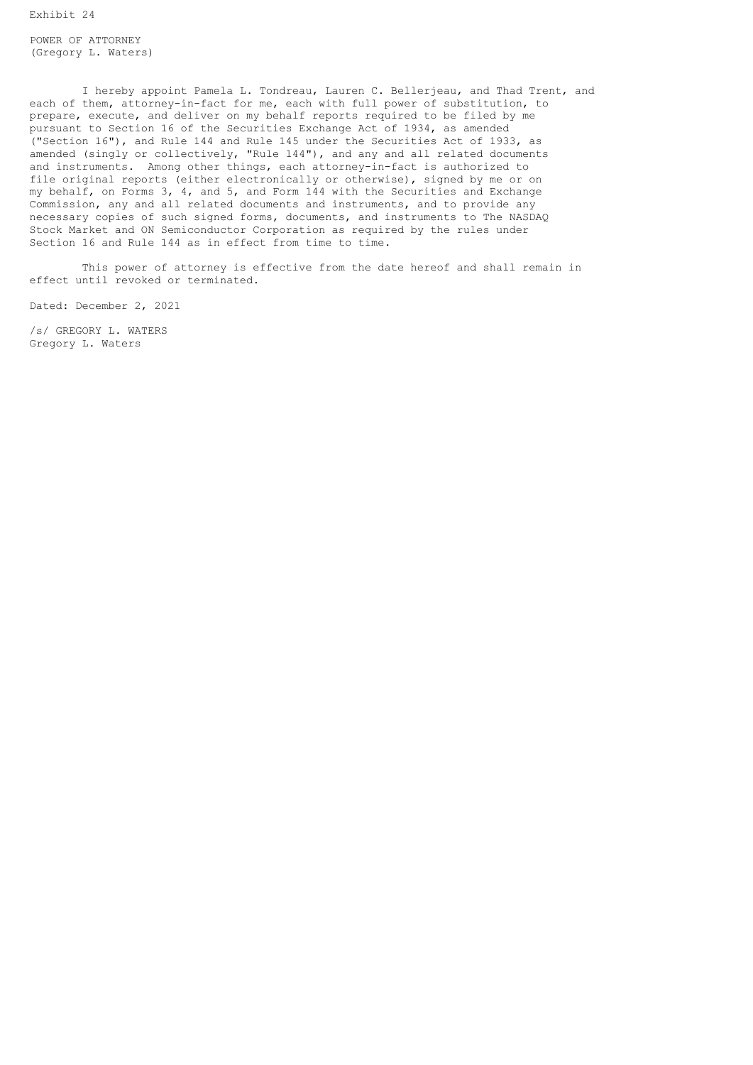Exhibit 24

# POWER OF ATTORNEY
(Gregory L. Waters)

I hereby appoint Pamela L. Tondreau, Lauren C. Bellerjeau, and Thad Trent, and each of them, attorney-in-fact for me, each with full power of substitution, to prepare, execute, and deliver on my behalf reports required to be filed by me pursuant to Section 16 of the Securities Exchange Act of 1934, as amended ("Section 16"), and Rule 144 and Rule 145 under the Securities Act of 1933, as amended (singly or collectively, "Rule 144"), and any and all related documents and instruments. Among other things, each attorney-in-fact is authorized to file original reports (either electronically or otherwise), signed by me or on my behalf, on Forms 3, 4, and 5, and Form 144 with the Securities and Exchange Commission, any and all related documents and instruments, and to provide any necessary copies of such signed forms, documents, and instruments to The NASDAQ Stock Market and ON Semiconductor Corporation as required by the rules under Section 16 and Rule 144 as in effect from time to time.

This power of attorney is effective from the date hereof and shall remain in effect until revoked or terminated.

Dated: December 2, 2021

/s/ GREGORY L. WATERS
Gregory L. Waters